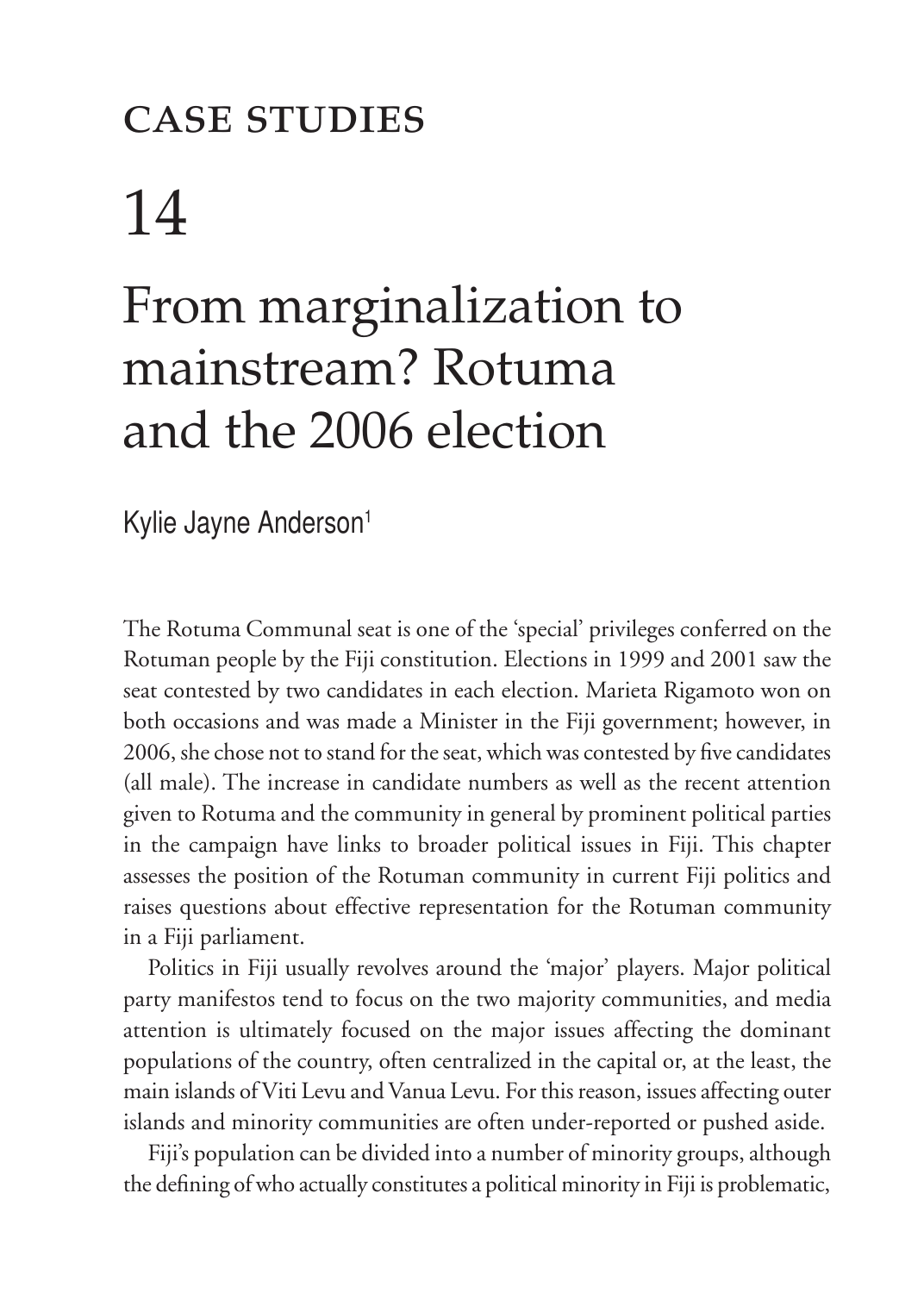# CASE STUDIES

# 14

# From marginalization to mainstream? Rotuma and the 2006 election

Kylie Jayne Anderson[1]

The Rotuma Communal seat is one of the 'special' privileges conferred on the Rotuman people by the Fiji constitution. Elections in 1999 and 2001 saw the seat contested by two candidates in each election. Marieta Rigamoto won on both occasions and was made a Minister in the Fiji government; however, in 2006, she chose not to stand for the seat, which was contested by five candidates (all male). The increase in candidate numbers as well as the recent attention given to Rotuma and the community in general by prominent political parties in the campaign have links to broader political issues in Fiji. This chapter assesses the position of the Rotuman community in current Fiji politics and raises questions about effective representation for the Rotuman community in a Fiji parliament.

Politics in Fiji usually revolves around the 'major' players. Major political party manifestos tend to focus on the two majority communities, and media attention is ultimately focused on the major issues affecting the dominant populations of the country, often centralized in the capital or, at the least, the main islands of Viti Levu and Vanua Levu. For this reason, issues affecting outer islands and minority communities are often under-reported or pushed aside.

Fiji's population can be divided into a number of minority groups, although the defining of who actually constitutes a political minority in Fiji is problematic,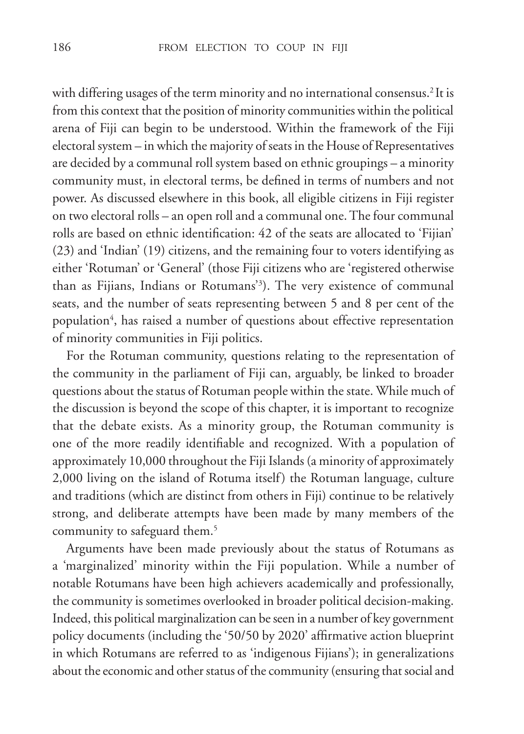with differing usages of the term minority and no international consensus.[2] It is from this context that the position of minority communities within the political arena of Fiji can begin to be understood. Within the framework of the Fiji electoral system – in which the majority of seats in the House of Representatives are decided by a communal roll system based on ethnic groupings – a minority community must, in electoral terms, be defined in terms of numbers and not power. As discussed elsewhere in this book, all eligible citizens in Fiji register on two electoral rolls – an open roll and a communal one. The four communal rolls are based on ethnic identification: 42 of the seats are allocated to 'Fijian' (23) and 'Indian' (19) citizens, and the remaining four to voters identifying as either 'Rotuman' or 'General' (those Fiji citizens who are 'registered otherwise than as Fijians, Indians or Rotumans'[3]). The very existence of communal seats, and the number of seats representing between 5 and 8 per cent of the population[4], has raised a number of questions about effective representation of minority communities in Fiji politics.

For the Rotuman community, questions relating to the representation of the community in the parliament of Fiji can, arguably, be linked to broader questions about the status of Rotuman people within the state. While much of the discussion is beyond the scope of this chapter, it is important to recognize that the debate exists. As a minority group, the Rotuman community is one of the more readily identifiable and recognized. With a population of approximately 10,000 throughout the Fiji Islands (a minority of approximately 2,000 living on the island of Rotuma itself) the Rotuman language, culture and traditions (which are distinct from others in Fiji) continue to be relatively strong, and deliberate attempts have been made by many members of the community to safeguard them.[5]

Arguments have been made previously about the status of Rotumans as a 'marginalized' minority within the Fiji population. While a number of notable Rotumans have been high achievers academically and professionally, the community is sometimes overlooked in broader political decision-making. Indeed, this political marginalization can be seen in a number of key government policy documents (including the '50/50 by 2020' affirmative action blueprint in which Rotumans are referred to as 'indigenous Fijians'); in generalizations about the economic and other status of the community (ensuring that social and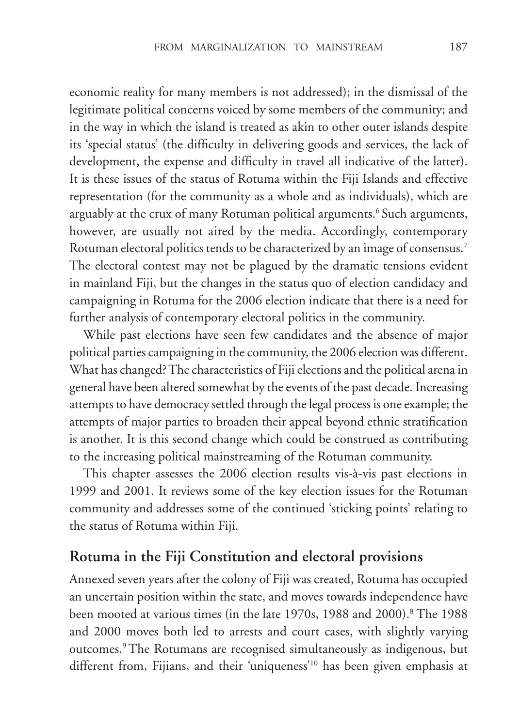economic reality for many members is not addressed); in the dismissal of the legitimate political concerns voiced by some members of the community; and in the way in which the island is treated as akin to other outer islands despite its 'special status' (the difficulty in delivering goods and services, the lack of development, the expense and difficulty in travel all indicative of the latter). It is these issues of the status of Rotuma within the Fiji Islands and effective representation (for the community as a whole and as individuals), which are arguably at the crux of many Rotuman political arguments.[6] Such arguments, however, are usually not aired by the media. Accordingly, contemporary Rotuman electoral politics tends to be characterized by an image of consensus.[7] The electoral contest may not be plagued by the dramatic tensions evident in mainland Fiji, but the changes in the status quo of election candidacy and campaigning in Rotuma for the 2006 election indicate that there is a need for further analysis of contemporary electoral politics in the community.

While past elections have seen few candidates and the absence of major political parties campaigning in the community, the 2006 election was different. What has changed? The characteristics of Fiji elections and the political arena in general have been altered somewhat by the events of the past decade. Increasing attempts to have democracy settled through the legal process is one example; the attempts of major parties to broaden their appeal beyond ethnic stratification is another. It is this second change which could be construed as contributing to the increasing political mainstreaming of the Rotuman community.

This chapter assesses the 2006 election results vis-à-vis past elections in 1999 and 2001. It reviews some of the key election issues for the Rotuman community and addresses some of the continued 'sticking points' relating to the status of Rotuma within Fiji.

## Rotuma in the Fiji Constitution and electoral provisions

Annexed seven years after the colony of Fiji was created, Rotuma has occupied an uncertain position within the state, and moves towards independence have been mooted at various times (in the late 1970s, 1988 and 2000).[8] The 1988 and 2000 moves both led to arrests and court cases, with slightly varying outcomes.[9] The Rotumans are recognised simultaneously as indigenous, but different from, Fijians, and their 'uniqueness'[10] has been given emphasis at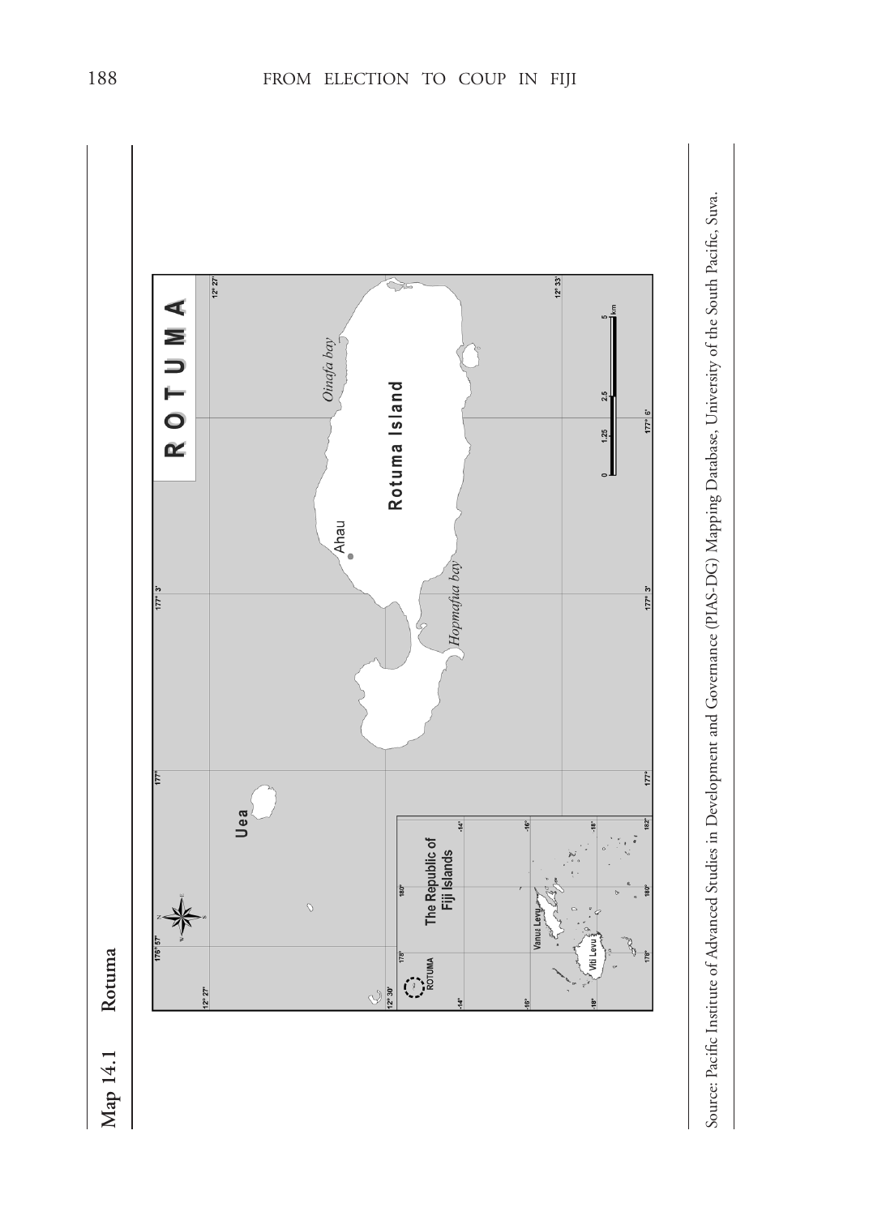Map 14.1 Rotuma

Source: Pacific Institute of Advanced Studies in Development and Governance (PIAS-DG) Mapping Database, University of the South Pacific, Suva.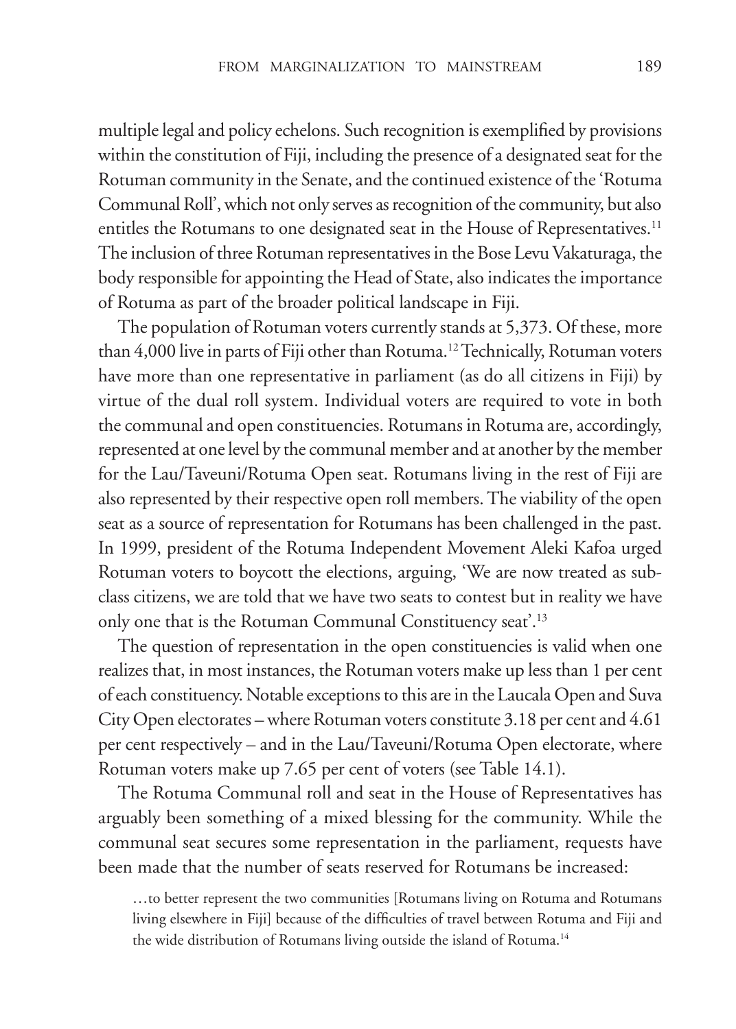multiple legal and policy echelons. Such recognition is exemplified by provisions within the constitution of Fiji, including the presence of a designated seat for the Rotuman community in the Senate, and the continued existence of the 'Rotuma Communal Roll', which not only serves as recognition of the community, but also entitles the Rotumans to one designated seat in the House of Representatives.[11] The inclusion of three Rotuman representatives in the Bose Levu Vakaturaga, the body responsible for appointing the Head of State, also indicates the importance of Rotuma as part of the broader political landscape in Fiji.

The population of Rotuman voters currently stands at 5,373. Of these, more than 4,000 live in parts of Fiji other than Rotuma.[12] Technically, Rotuman voters have more than one representative in parliament (as do all citizens in Fiji) by virtue of the dual roll system. Individual voters are required to vote in both the communal and open constituencies. Rotumans in Rotuma are, accordingly, represented at one level by the communal member and at another by the member for the Lau/Taveuni/Rotuma Open seat. Rotumans living in the rest of Fiji are also represented by their respective open roll members. The viability of the open seat as a source of representation for Rotumans has been challenged in the past. In 1999, president of the Rotuma Independent Movement Aleki Kafoa urged Rotuman voters to boycott the elections, arguing, 'We are now treated as sub-class citizens, we are told that we have two seats to contest but in reality we have only one that is the Rotuman Communal Constituency seat'.[13]

The question of representation in the open constituencies is valid when one realizes that, in most instances, the Rotuman voters make up less than 1 per cent of each constituency. Notable exceptions to this are in the Laucala Open and Suva City Open electorates – where Rotuman voters constitute 3.18 per cent and 4.61 per cent respectively – and in the Lau/Taveuni/Rotuma Open electorate, where Rotuman voters make up 7.65 per cent of voters (see Table 14.1).

The Rotuma Communal roll and seat in the House of Representatives has arguably been something of a mixed blessing for the community. While the communal seat secures some representation in the parliament, requests have been made that the number of seats reserved for Rotumans be increased:

> …to better represent the two communities [Rotumans living on Rotuma and Rotumans living elsewhere in Fiji] because of the difficulties of travel between Rotuma and Fiji and the wide distribution of Rotumans living outside the island of Rotuma.[14]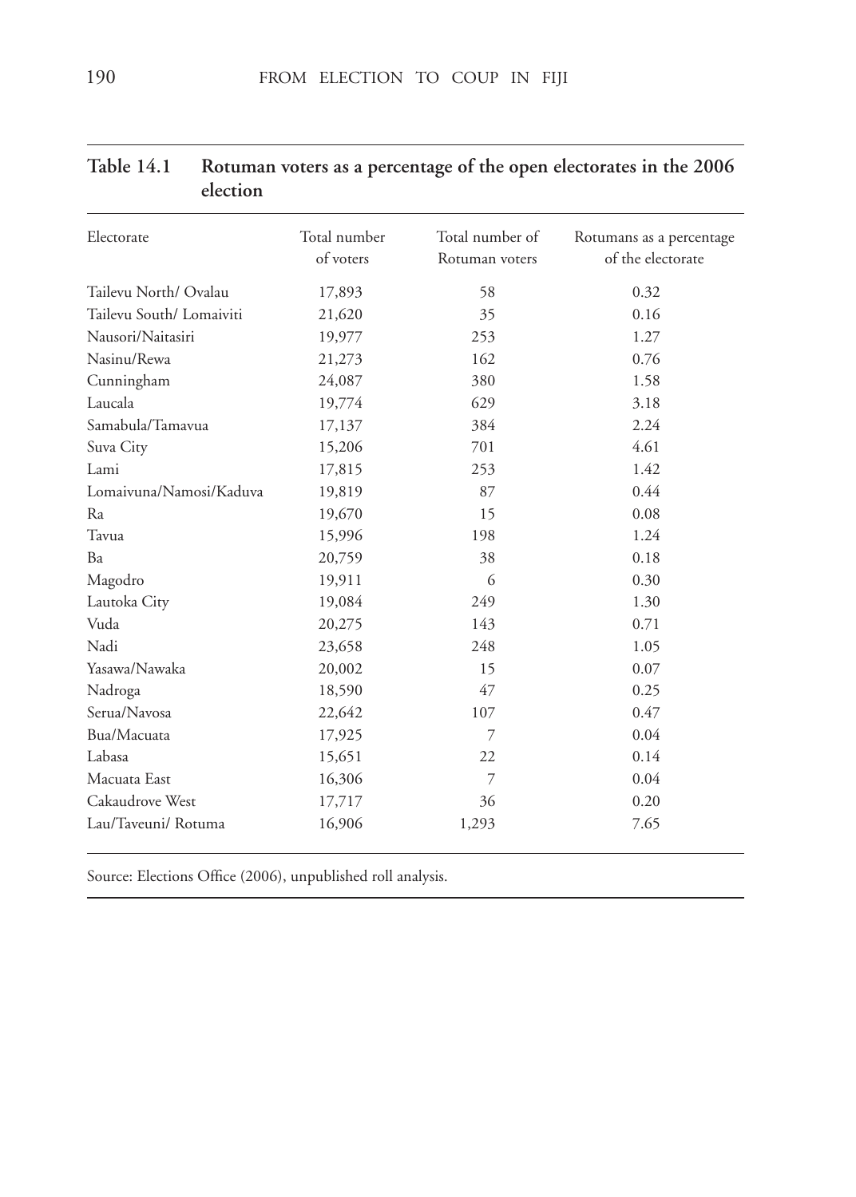**Table 14.1 Rotuman voters as a percentage of the open electorates in the 2006 election**

| Electorate | Total number of voters | Total number of Rotuman voters | Rotumans as a percentage of the electorate |
| --- | --- | --- | --- |
| Tailevu North/ Ovalau | 17,893 | 58 | 0.32 |
| Tailevu South/ Lomaiviti | 21,620 | 35 | 0.16 |
| Nausori/Naitasiri | 19,977 | 253 | 1.27 |
| Nasinu/Rewa | 21,273 | 162 | 0.76 |
| Cunningham | 24,087 | 380 | 1.58 |
| Laucala | 19,774 | 629 | 3.18 |
| Samabula/Tamavua | 17,137 | 384 | 2.24 |
| Suva City | 15,206 | 701 | 4.61 |
| Lami | 17,815 | 253 | 1.42 |
| Lomaivuna/Namosi/Kaduva | 19,819 | 87 | 0.44 |
| Ra | 19,670 | 15 | 0.08 |
| Tavua | 15,996 | 198 | 1.24 |
| Ba | 20,759 | 38 | 0.18 |
| Magodro | 19,911 | 6 | 0.30 |
| Lautoka City | 19,084 | 249 | 1.30 |
| Vuda | 20,275 | 143 | 0.71 |
| Nadi | 23,658 | 248 | 1.05 |
| Yasawa/Nawaka | 20,002 | 15 | 0.07 |
| Nadroga | 18,590 | 47 | 0.25 |
| Serua/Navosa | 22,642 | 107 | 0.47 |
| Bua/Macuata | 17,925 | 7 | 0.04 |
| Labasa | 15,651 | 22 | 0.14 |
| Macuata East | 16,306 | 7 | 0.04 |
| Cakaudrove West | 17,717 | 36 | 0.20 |
| Lau/Taveuni/ Rotuma | 16,906 | 1,293 | 7.65 |

Source: Elections Office (2006), unpublished roll analysis.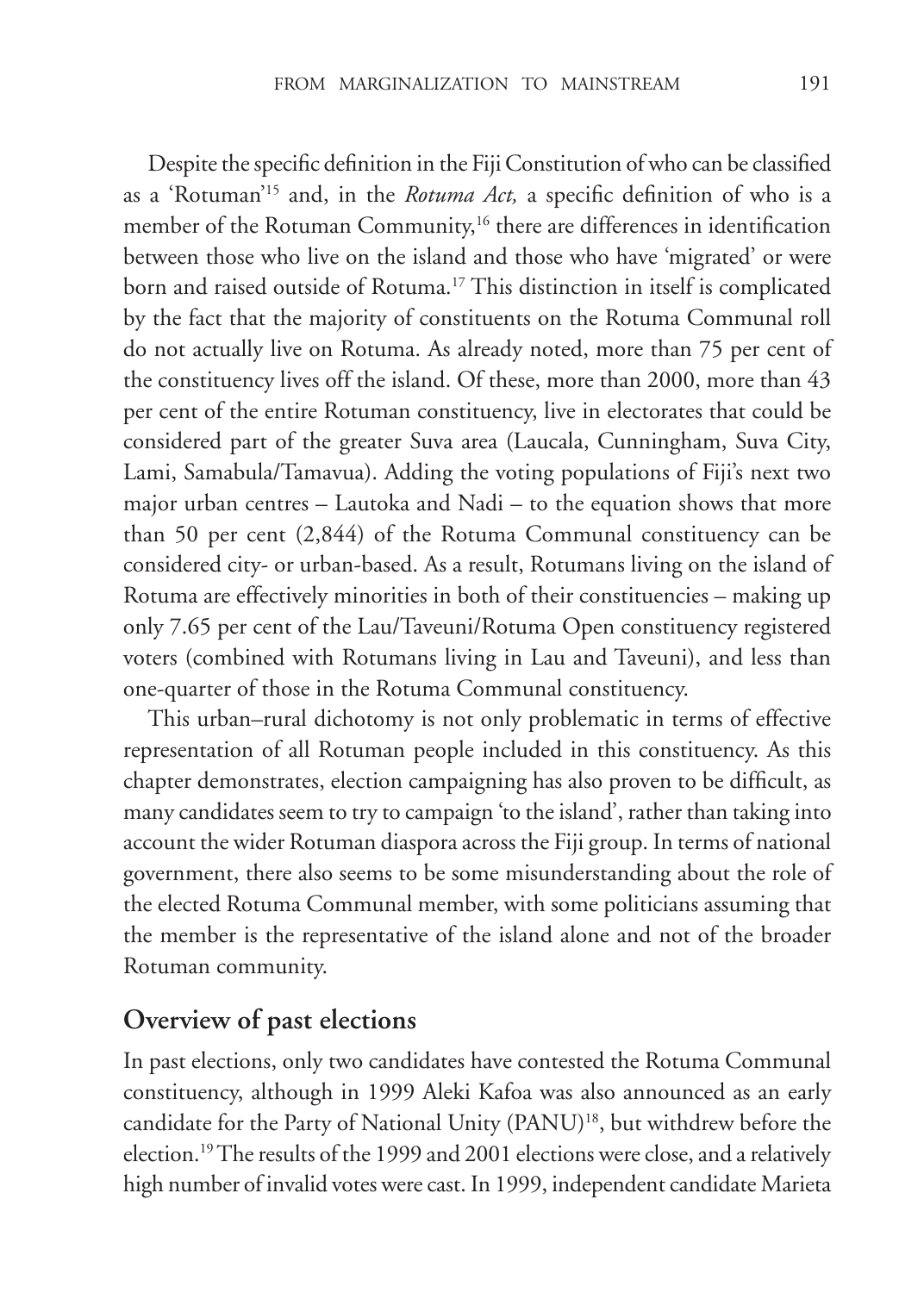Despite the specific definition in the Fiji Constitution of who can be classified as a 'Rotuman'[15] and, in the *Rotuma Act,* a specific definition of who is a member of the Rotuman Community,[16] there are differences in identification between those who live on the island and those who have 'migrated' or were born and raised outside of Rotuma.[17] This distinction in itself is complicated by the fact that the majority of constituents on the Rotuma Communal roll do not actually live on Rotuma. As already noted, more than 75 per cent of the constituency lives off the island. Of these, more than 2000, more than 43 per cent of the entire Rotuman constituency, live in electorates that could be considered part of the greater Suva area (Laucala, Cunningham, Suva City, Lami, Samabula/Tamavua). Adding the voting populations of Fiji's next two major urban centres – Lautoka and Nadi – to the equation shows that more than 50 per cent (2,844) of the Rotuma Communal constituency can be considered city- or urban-based. As a result, Rotumans living on the island of Rotuma are effectively minorities in both of their constituencies – making up only 7.65 per cent of the Lau/Taveuni/Rotuma Open constituency registered voters (combined with Rotumans living in Lau and Taveuni), and less than one-quarter of those in the Rotuma Communal constituency.

This urban–rural dichotomy is not only problematic in terms of effective representation of all Rotuman people included in this constituency. As this chapter demonstrates, election campaigning has also proven to be difficult, as many candidates seem to try to campaign 'to the island', rather than taking into account the wider Rotuman diaspora across the Fiji group. In terms of national government, there also seems to be some misunderstanding about the role of the elected Rotuma Communal member, with some politicians assuming that the member is the representative of the island alone and not of the broader Rotuman community.

## Overview of past elections

In past elections, only two candidates have contested the Rotuma Communal constituency, although in 1999 Aleki Kafoa was also announced as an early candidate for the Party of National Unity (PANU)[18], but withdrew before the election.[19] The results of the 1999 and 2001 elections were close, and a relatively high number of invalid votes were cast. In 1999, independent candidate Marieta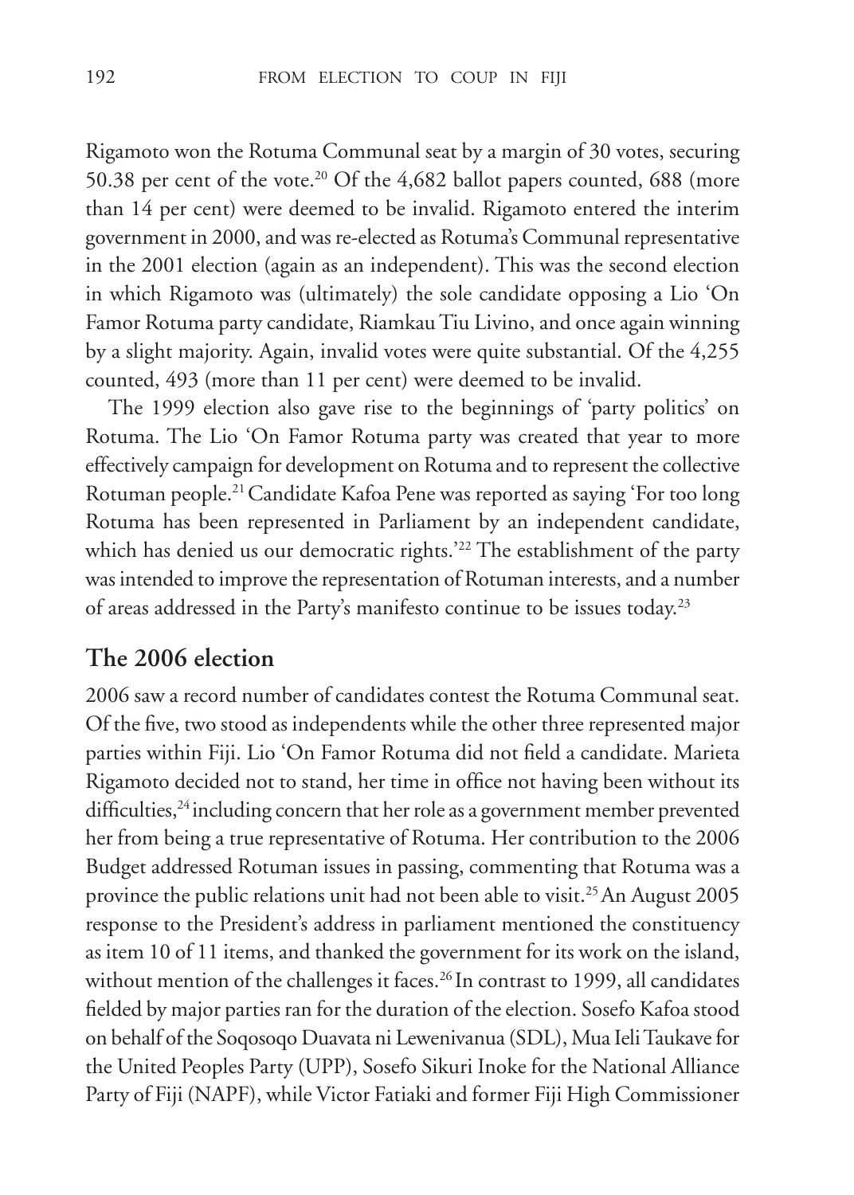Rigamoto won the Rotuma Communal seat by a margin of 30 votes, securing 50.38 per cent of the vote.[20] Of the 4,682 ballot papers counted, 688 (more than 14 per cent) were deemed to be invalid. Rigamoto entered the interim government in 2000, and was re-elected as Rotuma's Communal representative in the 2001 election (again as an independent). This was the second election in which Rigamoto was (ultimately) the sole candidate opposing a Lio 'On Famor Rotuma party candidate, Riamkau Tiu Livino, and once again winning by a slight majority. Again, invalid votes were quite substantial. Of the 4,255 counted, 493 (more than 11 per cent) were deemed to be invalid.

The 1999 election also gave rise to the beginnings of 'party politics' on Rotuma. The Lio 'On Famor Rotuma party was created that year to more effectively campaign for development on Rotuma and to represent the collective Rotuman people.[21] Candidate Kafoa Pene was reported as saying 'For too long Rotuma has been represented in Parliament by an independent candidate, which has denied us our democratic rights.'[22] The establishment of the party was intended to improve the representation of Rotuman interests, and a number of areas addressed in the Party's manifesto continue to be issues today.[23]

## The 2006 election

2006 saw a record number of candidates contest the Rotuma Communal seat. Of the five, two stood as independents while the other three represented major parties within Fiji. Lio 'On Famor Rotuma did not field a candidate. Marieta Rigamoto decided not to stand, her time in office not having been without its difficulties,[24] including concern that her role as a government member prevented her from being a true representative of Rotuma. Her contribution to the 2006 Budget addressed Rotuman issues in passing, commenting that Rotuma was a province the public relations unit had not been able to visit.[25] An August 2005 response to the President's address in parliament mentioned the constituency as item 10 of 11 items, and thanked the government for its work on the island, without mention of the challenges it faces.[26] In contrast to 1999, all candidates fielded by major parties ran for the duration of the election. Sosefo Kafoa stood on behalf of the Soqosoqo Duavata ni Lewenivanua (SDL), Mua Ieli Taukave for the United Peoples Party (UPP), Sosefo Sikuri Inoke for the National Alliance Party of Fiji (NAPF), while Victor Fatiaki and former Fiji High Commissioner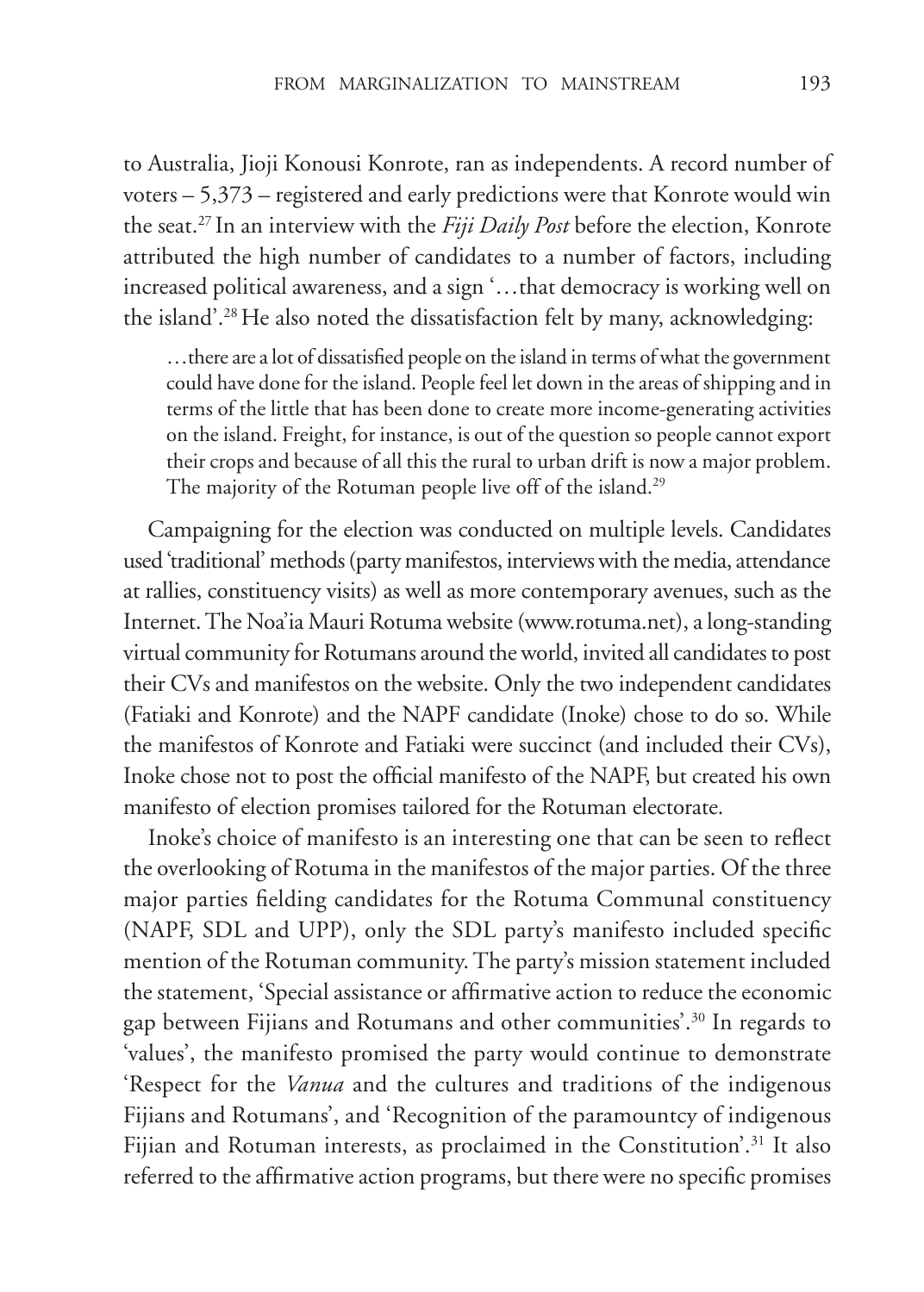to Australia, Jioji Konousi Konrote, ran as independents. A record number of voters – 5,373 – registered and early predictions were that Konrote would win the seat.[27] In an interview with the *Fiji Daily Post* before the election, Konrote attributed the high number of candidates to a number of factors, including increased political awareness, and a sign '…that democracy is working well on the island'.[28] He also noted the dissatisfaction felt by many, acknowledging:

> …there are a lot of dissatisfied people on the island in terms of what the government could have done for the island. People feel let down in the areas of shipping and in terms of the little that has been done to create more income-generating activities on the island. Freight, for instance, is out of the question so people cannot export their crops and because of all this the rural to urban drift is now a major problem. The majority of the Rotuman people live off of the island.[29]

Campaigning for the election was conducted on multiple levels. Candidates used 'traditional' methods (party manifestos, interviews with the media, attendance at rallies, constituency visits) as well as more contemporary avenues, such as the Internet. The Noa'ia Mauri Rotuma website (www.rotuma.net), a long-standing virtual community for Rotumans around the world, invited all candidates to post their CVs and manifestos on the website. Only the two independent candidates (Fatiaki and Konrote) and the NAPF candidate (Inoke) chose to do so. While the manifestos of Konrote and Fatiaki were succinct (and included their CVs), Inoke chose not to post the official manifesto of the NAPF, but created his own manifesto of election promises tailored for the Rotuman electorate.

Inoke's choice of manifesto is an interesting one that can be seen to reflect the overlooking of Rotuma in the manifestos of the major parties. Of the three major parties fielding candidates for the Rotuma Communal constituency (NAPF, SDL and UPP), only the SDL party's manifesto included specific mention of the Rotuman community. The party's mission statement included the statement, 'Special assistance or affirmative action to reduce the economic gap between Fijians and Rotumans and other communities'.[30] In regards to 'values', the manifesto promised the party would continue to demonstrate 'Respect for the *Vanua* and the cultures and traditions of the indigenous Fijians and Rotumans', and 'Recognition of the paramountcy of indigenous Fijian and Rotuman interests, as proclaimed in the Constitution'.[31] It also referred to the affirmative action programs, but there were no specific promises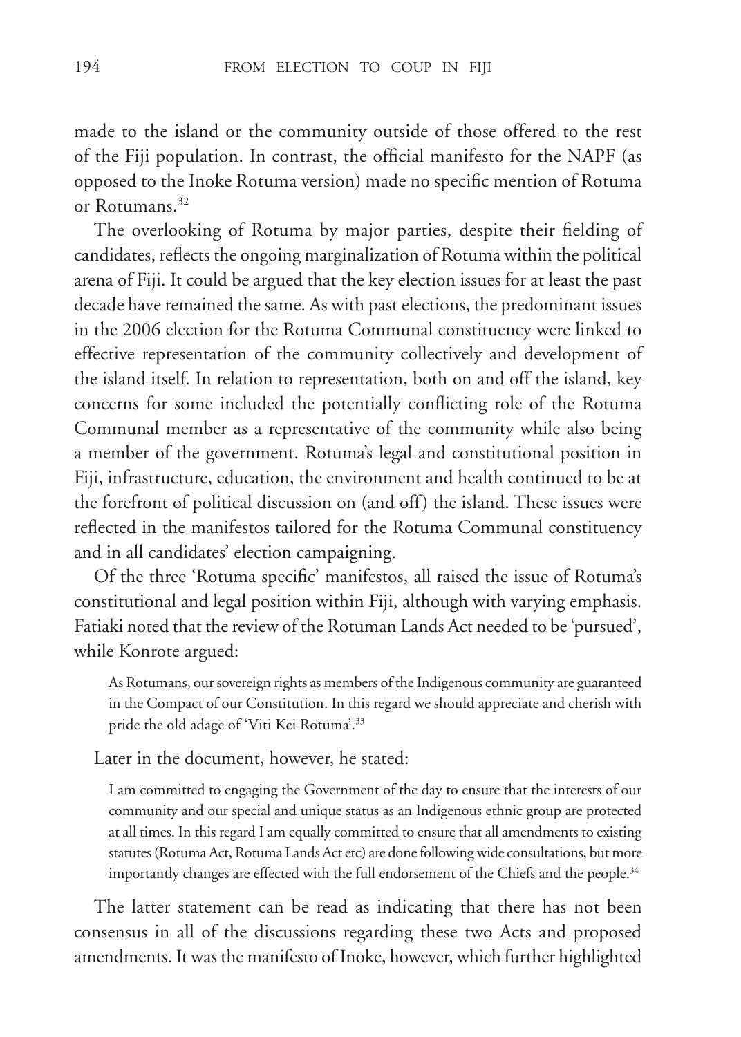made to the island or the community outside of those offered to the rest of the Fiji population. In contrast, the official manifesto for the NAPF (as opposed to the Inoke Rotuma version) made no specific mention of Rotuma or Rotumans.[32]

The overlooking of Rotuma by major parties, despite their fielding of candidates, reflects the ongoing marginalization of Rotuma within the political arena of Fiji. It could be argued that the key election issues for at least the past decade have remained the same. As with past elections, the predominant issues in the 2006 election for the Rotuma Communal constituency were linked to effective representation of the community collectively and development of the island itself. In relation to representation, both on and off the island, key concerns for some included the potentially conflicting role of the Rotuma Communal member as a representative of the community while also being a member of the government. Rotuma's legal and constitutional position in Fiji, infrastructure, education, the environment and health continued to be at the forefront of political discussion on (and off) the island. These issues were reflected in the manifestos tailored for the Rotuma Communal constituency and in all candidates' election campaigning.

Of the three 'Rotuma specific' manifestos, all raised the issue of Rotuma's constitutional and legal position within Fiji, although with varying emphasis. Fatiaki noted that the review of the Rotuman Lands Act needed to be 'pursued', while Konrote argued:

> As Rotumans, our sovereign rights as members of the Indigenous community are guaranteed in the Compact of our Constitution. In this regard we should appreciate and cherish with pride the old adage of 'Viti Kei Rotuma'.[33]

Later in the document, however, he stated:

> I am committed to engaging the Government of the day to ensure that the interests of our community and our special and unique status as an Indigenous ethnic group are protected at all times. In this regard I am equally committed to ensure that all amendments to existing statutes (Rotuma Act, Rotuma Lands Act etc) are done following wide consultations, but more importantly changes are effected with the full endorsement of the Chiefs and the people.[34]

The latter statement can be read as indicating that there has not been consensus in all of the discussions regarding these two Acts and proposed amendments. It was the manifesto of Inoke, however, which further highlighted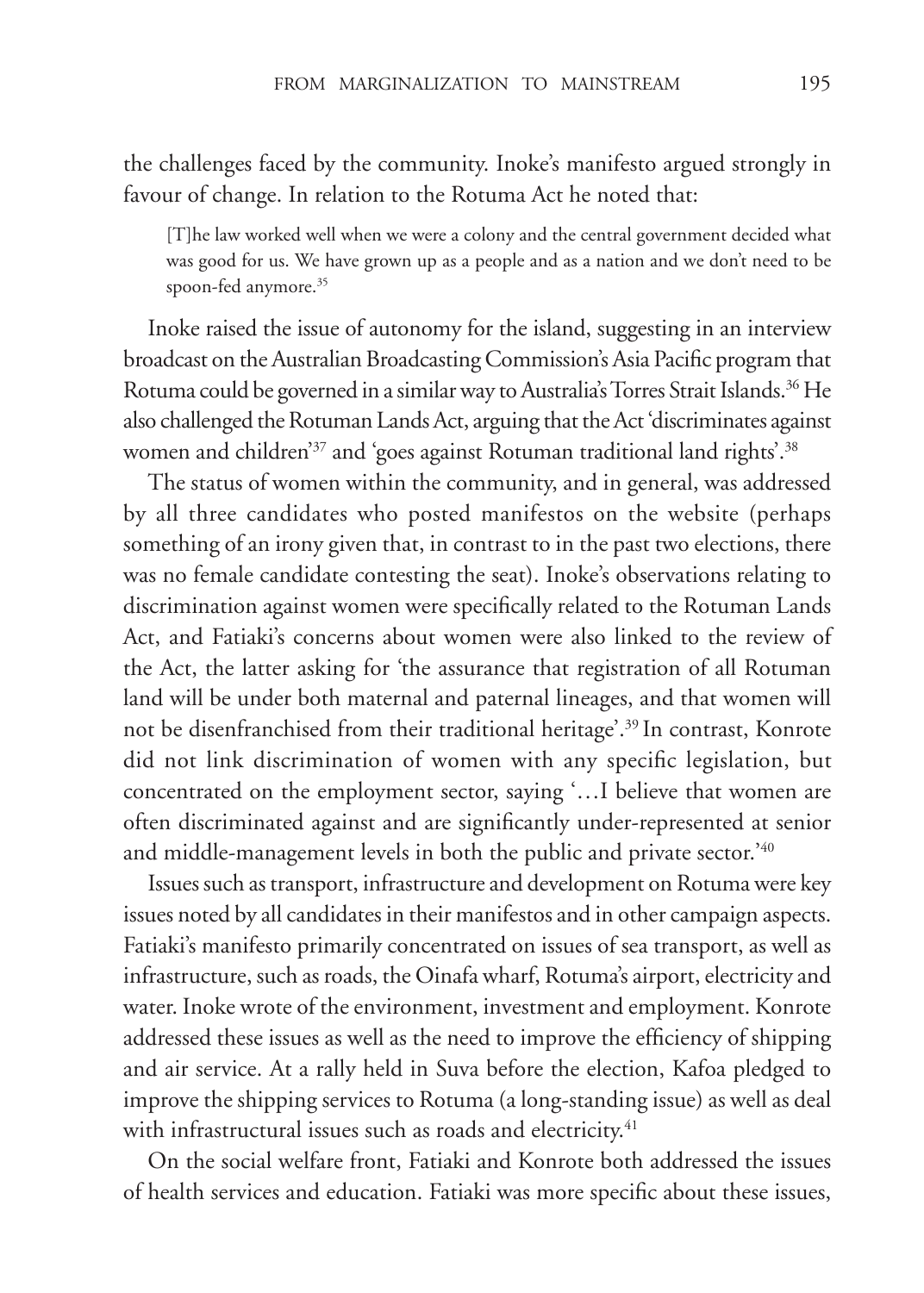the challenges faced by the community. Inoke's manifesto argued strongly in favour of change. In relation to the Rotuma Act he noted that:

> [T]he law worked well when we were a colony and the central government decided what was good for us. We have grown up as a people and as a nation and we don't need to be spoon-fed anymore.[35]

Inoke raised the issue of autonomy for the island, suggesting in an interview broadcast on the Australian Broadcasting Commission's Asia Pacific program that Rotuma could be governed in a similar way to Australia's Torres Strait Islands.[36] He also challenged the Rotuman Lands Act, arguing that the Act 'discriminates against women and children'[37] and 'goes against Rotuman traditional land rights'.[38]

The status of women within the community, and in general, was addressed by all three candidates who posted manifestos on the website (perhaps something of an irony given that, in contrast to in the past two elections, there was no female candidate contesting the seat). Inoke's observations relating to discrimination against women were specifically related to the Rotuman Lands Act, and Fatiaki's concerns about women were also linked to the review of the Act, the latter asking for 'the assurance that registration of all Rotuman land will be under both maternal and paternal lineages, and that women will not be disenfranchised from their traditional heritage'.[39] In contrast, Konrote did not link discrimination of women with any specific legislation, but concentrated on the employment sector, saying '…I believe that women are often discriminated against and are significantly under-represented at senior and middle-management levels in both the public and private sector.'[40]

Issues such as transport, infrastructure and development on Rotuma were key issues noted by all candidates in their manifestos and in other campaign aspects. Fatiaki's manifesto primarily concentrated on issues of sea transport, as well as infrastructure, such as roads, the Oinafa wharf, Rotuma's airport, electricity and water. Inoke wrote of the environment, investment and employment. Konrote addressed these issues as well as the need to improve the efficiency of shipping and air service. At a rally held in Suva before the election, Kafoa pledged to improve the shipping services to Rotuma (a long-standing issue) as well as deal with infrastructural issues such as roads and electricity.[41]

On the social welfare front, Fatiaki and Konrote both addressed the issues of health services and education. Fatiaki was more specific about these issues,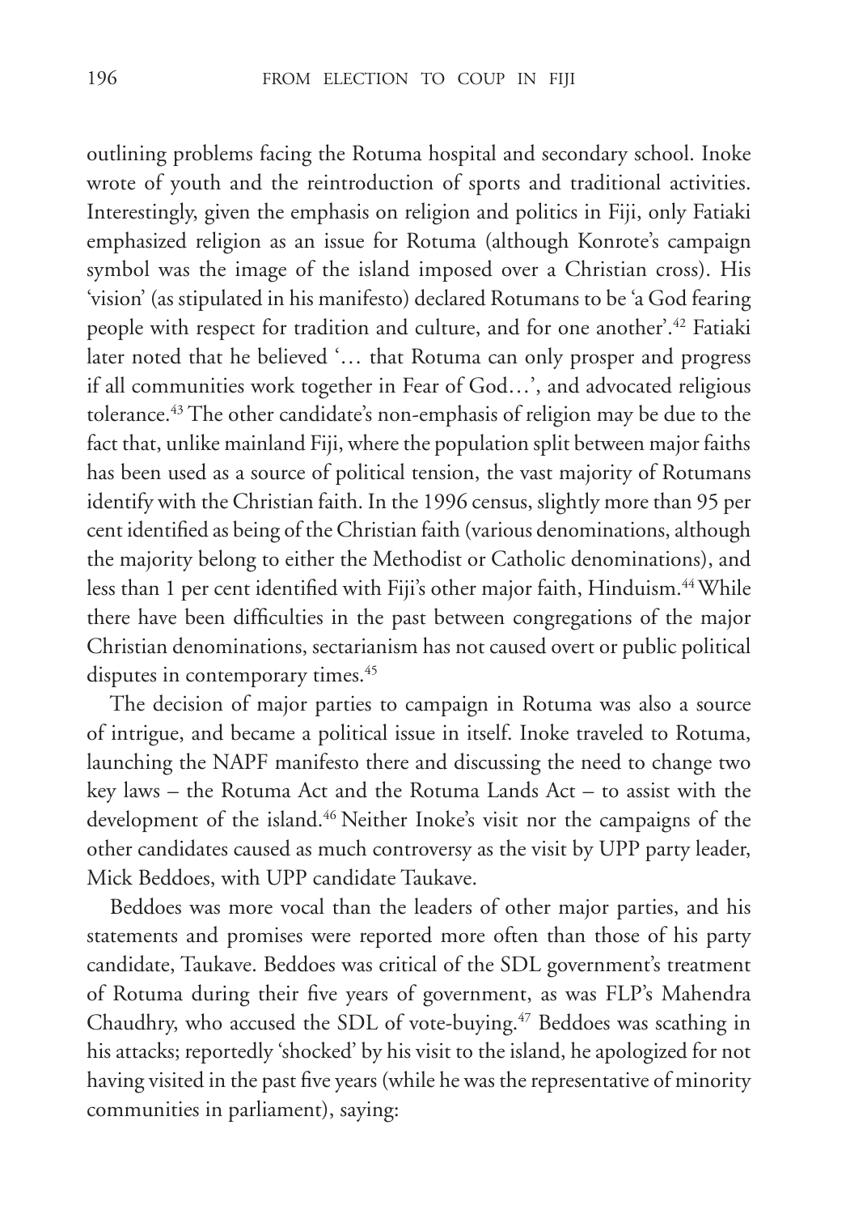outlining problems facing the Rotuma hospital and secondary school. Inoke wrote of youth and the reintroduction of sports and traditional activities. Interestingly, given the emphasis on religion and politics in Fiji, only Fatiaki emphasized religion as an issue for Rotuma (although Konrote's campaign symbol was the image of the island imposed over a Christian cross). His 'vision' (as stipulated in his manifesto) declared Rotumans to be 'a God fearing people with respect for tradition and culture, and for one another'.[42] Fatiaki later noted that he believed '… that Rotuma can only prosper and progress if all communities work together in Fear of God…', and advocated religious tolerance.[43] The other candidate's non-emphasis of religion may be due to the fact that, unlike mainland Fiji, where the population split between major faiths has been used as a source of political tension, the vast majority of Rotumans identify with the Christian faith. In the 1996 census, slightly more than 95 per cent identified as being of the Christian faith (various denominations, although the majority belong to either the Methodist or Catholic denominations), and less than 1 per cent identified with Fiji's other major faith, Hinduism.[44] While there have been difficulties in the past between congregations of the major Christian denominations, sectarianism has not caused overt or public political disputes in contemporary times.[45]

The decision of major parties to campaign in Rotuma was also a source of intrigue, and became a political issue in itself. Inoke traveled to Rotuma, launching the NAPF manifesto there and discussing the need to change two key laws – the Rotuma Act and the Rotuma Lands Act – to assist with the development of the island.[46] Neither Inoke's visit nor the campaigns of the other candidates caused as much controversy as the visit by UPP party leader, Mick Beddoes, with UPP candidate Taukave.

Beddoes was more vocal than the leaders of other major parties, and his statements and promises were reported more often than those of his party candidate, Taukave. Beddoes was critical of the SDL government's treatment of Rotuma during their five years of government, as was FLP's Mahendra Chaudhry, who accused the SDL of vote-buying.[47] Beddoes was scathing in his attacks; reportedly 'shocked' by his visit to the island, he apologized for not having visited in the past five years (while he was the representative of minority communities in parliament), saying: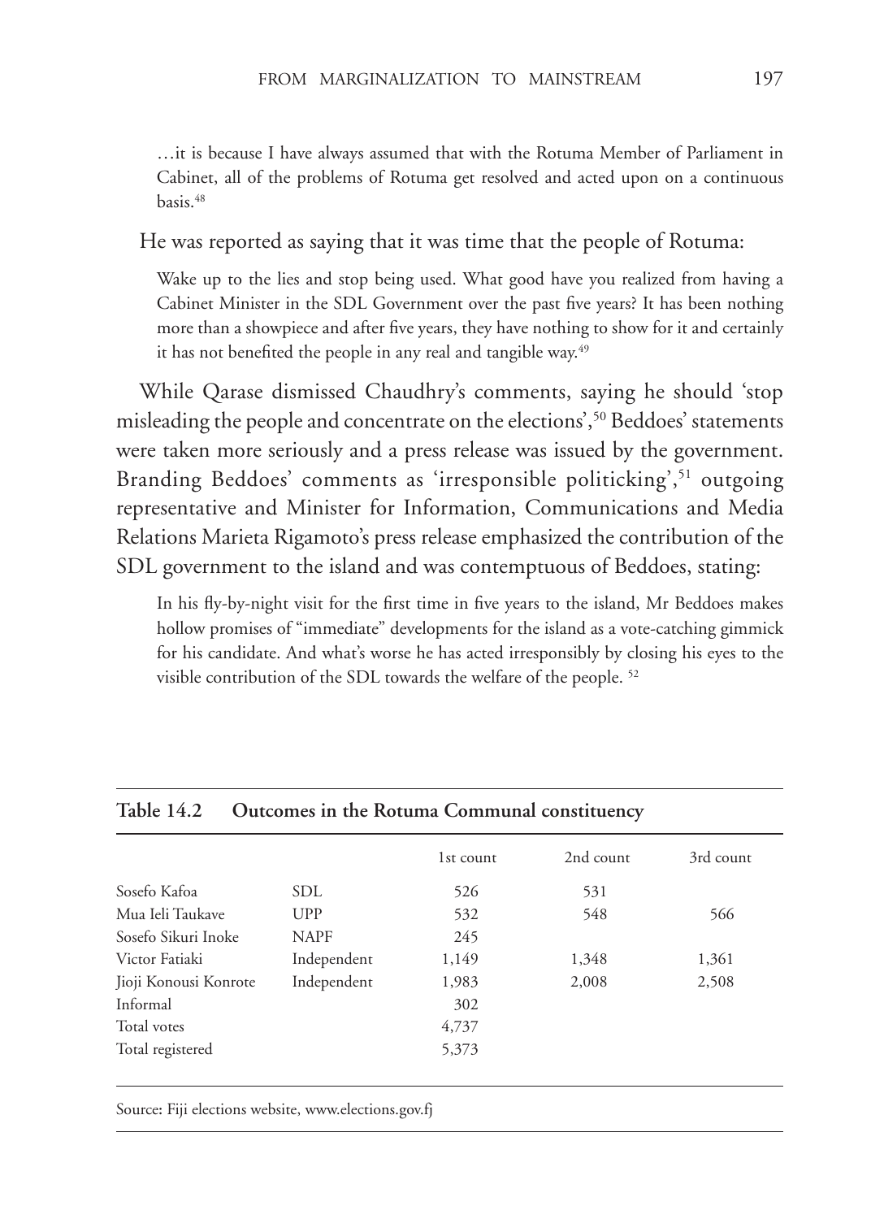> …it is because I have always assumed that with the Rotuma Member of Parliament in Cabinet, all of the problems of Rotuma get resolved and acted upon on a continuous basis.[48]

He was reported as saying that it was time that the people of Rotuma:

> Wake up to the lies and stop being used. What good have you realized from having a Cabinet Minister in the SDL Government over the past five years? It has been nothing more than a showpiece and after five years, they have nothing to show for it and certainly it has not benefited the people in any real and tangible way.[49]

While Qarase dismissed Chaudhry's comments, saying he should 'stop misleading the people and concentrate on the elections',[50] Beddoes' statements were taken more seriously and a press release was issued by the government. Branding Beddoes' comments as 'irresponsible politicking',[51] outgoing representative and Minister for Information, Communications and Media Relations Marieta Rigamoto's press release emphasized the contribution of the SDL government to the island and was contemptuous of Beddoes, stating:

> In his fly-by-night visit for the first time in five years to the island, Mr Beddoes makes hollow promises of "immediate" developments for the island as a vote-catching gimmick for his candidate. And what's worse he has acted irresponsibly by closing his eyes to the visible contribution of the SDL towards the welfare of the people.[52]

**Table 14.2 Outcomes in the Rotuma Communal constituency**

| | | 1st count | 2nd count | 3rd count |
|---|---|---|---|---|
| Sosefo Kafoa | SDL | 526 | 531 | |
| Mua Ieli Taukave | UPP | 532 | 548 | 566 |
| Sosefo Sikuri Inoke | NAPF | 245 | | |
| Victor Fatiaki | Independent | 1,149 | 1,348 | 1,361 |
| Jioji Konousi Konrote | Independent | 1,983 | 2,008 | 2,508 |
| Informal | | 302 | | |
| Total votes | | 4,737 | | |
| Total registered | | 5,373 | | |

Source: Fiji elections website, www.elections.gov.fj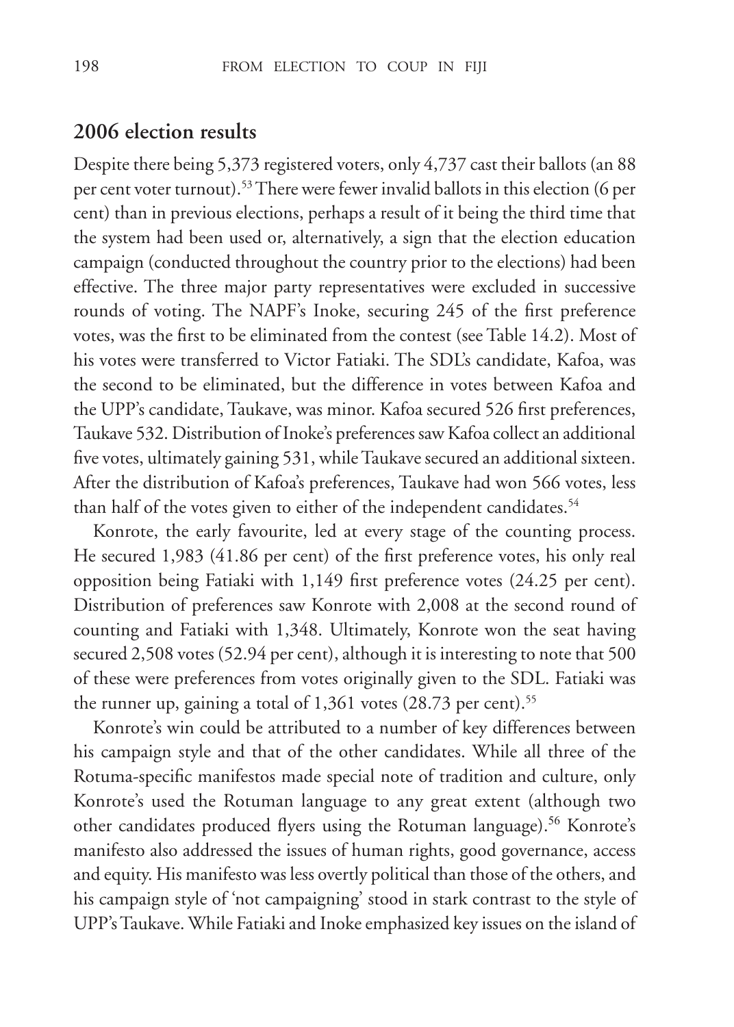## 2006 election results

Despite there being 5,373 registered voters, only 4,737 cast their ballots (an 88 per cent voter turnout).[53] There were fewer invalid ballots in this election (6 per cent) than in previous elections, perhaps a result of it being the third time that the system had been used or, alternatively, a sign that the election education campaign (conducted throughout the country prior to the elections) had been effective. The three major party representatives were excluded in successive rounds of voting. The NAPF's Inoke, securing 245 of the first preference votes, was the first to be eliminated from the contest (see Table 14.2). Most of his votes were transferred to Victor Fatiaki. The SDL's candidate, Kafoa, was the second to be eliminated, but the difference in votes between Kafoa and the UPP's candidate, Taukave, was minor. Kafoa secured 526 first preferences, Taukave 532. Distribution of Inoke's preferences saw Kafoa collect an additional five votes, ultimately gaining 531, while Taukave secured an additional sixteen. After the distribution of Kafoa's preferences, Taukave had won 566 votes, less than half of the votes given to either of the independent candidates.[54]

Konrote, the early favourite, led at every stage of the counting process. He secured 1,983 (41.86 per cent) of the first preference votes, his only real opposition being Fatiaki with 1,149 first preference votes (24.25 per cent). Distribution of preferences saw Konrote with 2,008 at the second round of counting and Fatiaki with 1,348. Ultimately, Konrote won the seat having secured 2,508 votes (52.94 per cent), although it is interesting to note that 500 of these were preferences from votes originally given to the SDL. Fatiaki was the runner up, gaining a total of 1,361 votes (28.73 per cent).[55]

Konrote's win could be attributed to a number of key differences between his campaign style and that of the other candidates. While all three of the Rotuma-specific manifestos made special note of tradition and culture, only Konrote's used the Rotuman language to any great extent (although two other candidates produced flyers using the Rotuman language).[56] Konrote's manifesto also addressed the issues of human rights, good governance, access and equity. His manifesto was less overtly political than those of the others, and his campaign style of 'not campaigning' stood in stark contrast to the style of UPP's Taukave. While Fatiaki and Inoke emphasized key issues on the island of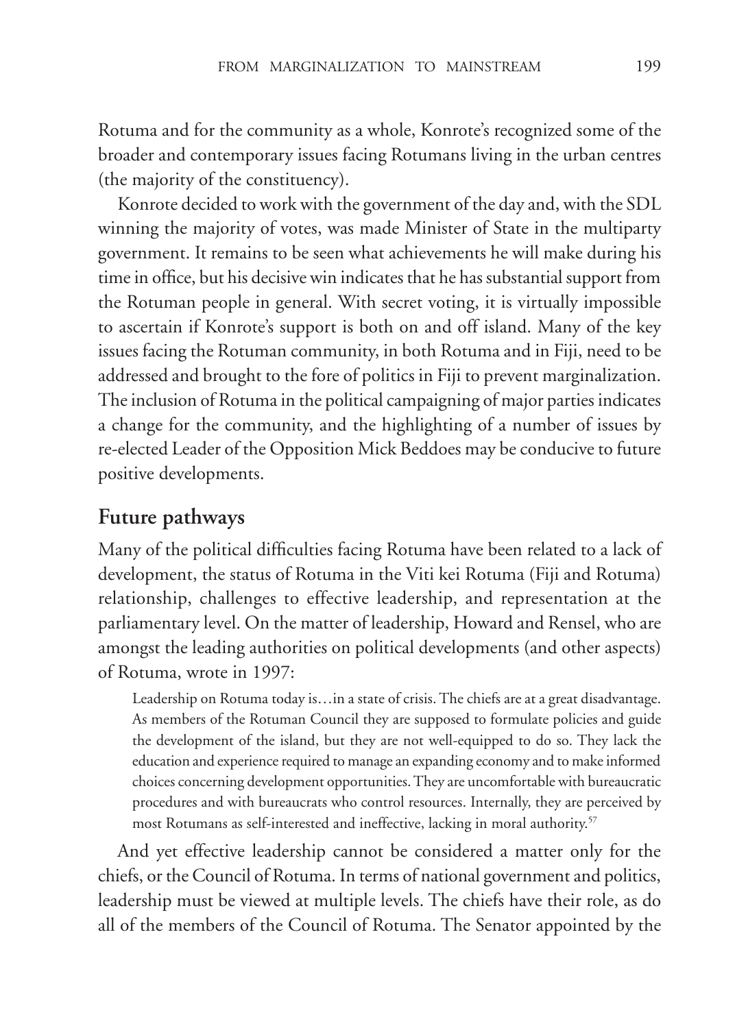Rotuma and for the community as a whole, Konrote's recognized some of the broader and contemporary issues facing Rotumans living in the urban centres (the majority of the constituency).

Konrote decided to work with the government of the day and, with the SDL winning the majority of votes, was made Minister of State in the multiparty government. It remains to be seen what achievements he will make during his time in office, but his decisive win indicates that he has substantial support from the Rotuman people in general. With secret voting, it is virtually impossible to ascertain if Konrote's support is both on and off island. Many of the key issues facing the Rotuman community, in both Rotuma and in Fiji, need to be addressed and brought to the fore of politics in Fiji to prevent marginalization. The inclusion of Rotuma in the political campaigning of major parties indicates a change for the community, and the highlighting of a number of issues by re-elected Leader of the Opposition Mick Beddoes may be conducive to future positive developments.

## Future pathways

Many of the political difficulties facing Rotuma have been related to a lack of development, the status of Rotuma in the Viti kei Rotuma (Fiji and Rotuma) relationship, challenges to effective leadership, and representation at the parliamentary level. On the matter of leadership, Howard and Rensel, who are amongst the leading authorities on political developments (and other aspects) of Rotuma, wrote in 1997:

> Leadership on Rotuma today is…in a state of crisis. The chiefs are at a great disadvantage. As members of the Rotuman Council they are supposed to formulate policies and guide the development of the island, but they are not well-equipped to do so. They lack the education and experience required to manage an expanding economy and to make informed choices concerning development opportunities. They are uncomfortable with bureaucratic procedures and with bureaucrats who control resources. Internally, they are perceived by most Rotumans as self-interested and ineffective, lacking in moral authority.[57]

And yet effective leadership cannot be considered a matter only for the chiefs, or the Council of Rotuma. In terms of national government and politics, leadership must be viewed at multiple levels. The chiefs have their role, as do all of the members of the Council of Rotuma. The Senator appointed by the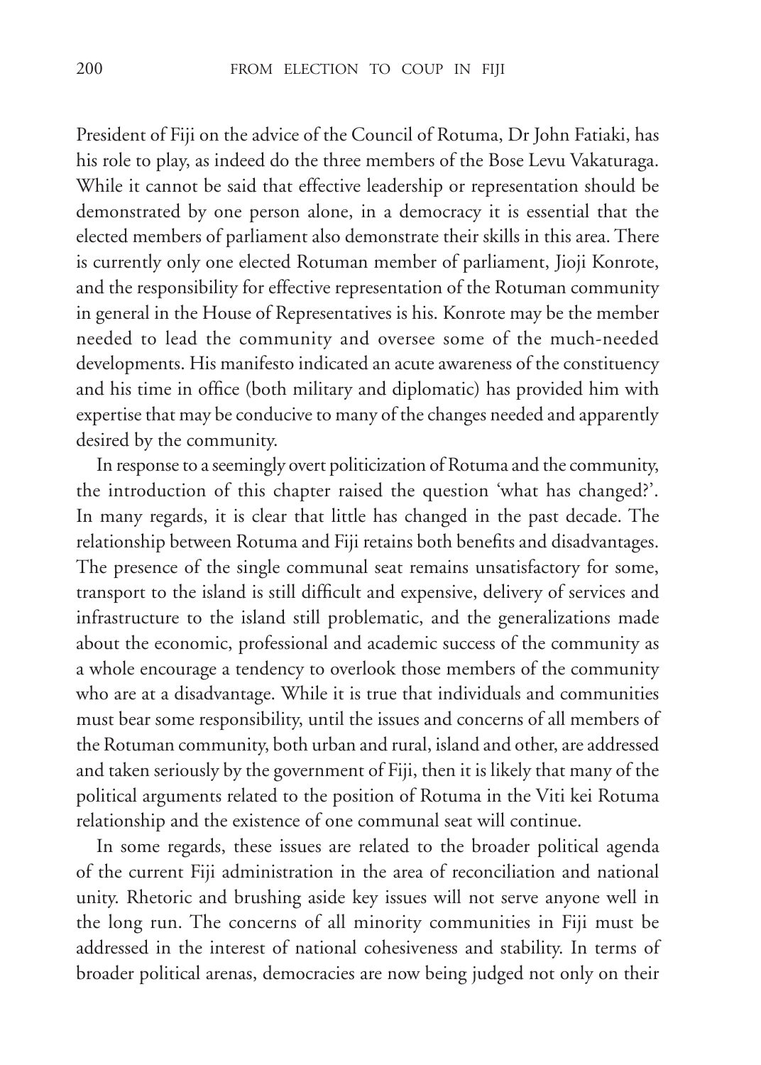President of Fiji on the advice of the Council of Rotuma, Dr John Fatiaki, has his role to play, as indeed do the three members of the Bose Levu Vakaturaga. While it cannot be said that effective leadership or representation should be demonstrated by one person alone, in a democracy it is essential that the elected members of parliament also demonstrate their skills in this area. There is currently only one elected Rotuman member of parliament, Jioji Konrote, and the responsibility for effective representation of the Rotuman community in general in the House of Representatives is his. Konrote may be the member needed to lead the community and oversee some of the much-needed developments. His manifesto indicated an acute awareness of the constituency and his time in office (both military and diplomatic) has provided him with expertise that may be conducive to many of the changes needed and apparently desired by the community.

In response to a seemingly overt politicization of Rotuma and the community, the introduction of this chapter raised the question 'what has changed?'. In many regards, it is clear that little has changed in the past decade. The relationship between Rotuma and Fiji retains both benefits and disadvantages. The presence of the single communal seat remains unsatisfactory for some, transport to the island is still difficult and expensive, delivery of services and infrastructure to the island still problematic, and the generalizations made about the economic, professional and academic success of the community as a whole encourage a tendency to overlook those members of the community who are at a disadvantage. While it is true that individuals and communities must bear some responsibility, until the issues and concerns of all members of the Rotuman community, both urban and rural, island and other, are addressed and taken seriously by the government of Fiji, then it is likely that many of the political arguments related to the position of Rotuma in the Viti kei Rotuma relationship and the existence of one communal seat will continue.

In some regards, these issues are related to the broader political agenda of the current Fiji administration in the area of reconciliation and national unity. Rhetoric and brushing aside key issues will not serve anyone well in the long run. The concerns of all minority communities in Fiji must be addressed in the interest of national cohesiveness and stability. In terms of broader political arenas, democracies are now being judged not only on their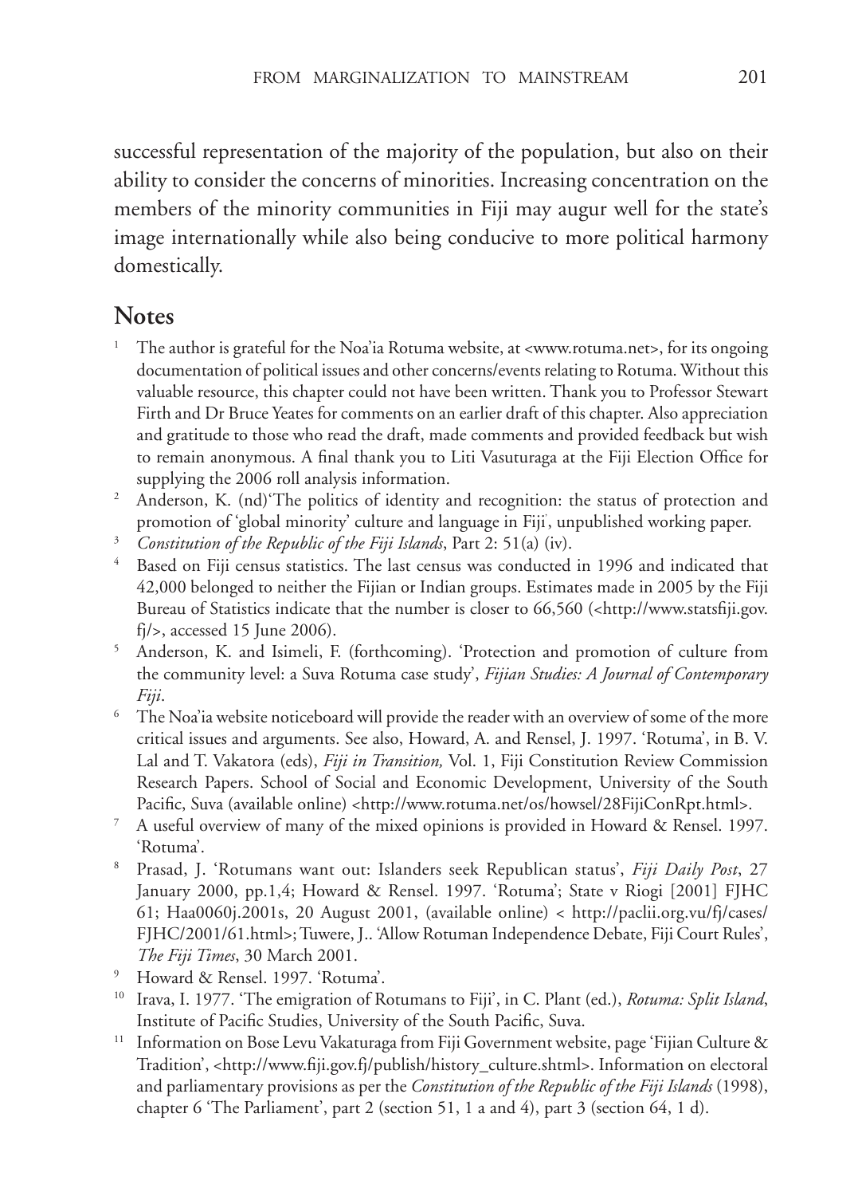successful representation of the majority of the population, but also on their ability to consider the concerns of minorities. Increasing concentration on the members of the minority communities in Fiji may augur well for the state's image internationally while also being conducive to more political harmony domestically.

## Notes

1. The author is grateful for the Noa'ia Rotuma website, at <www.rotuma.net>, for its ongoing documentation of political issues and other concerns/events relating to Rotuma. Without this valuable resource, this chapter could not have been written. Thank you to Professor Stewart Firth and Dr Bruce Yeates for comments on an earlier draft of this chapter. Also appreciation and gratitude to those who read the draft, made comments and provided feedback but wish to remain anonymous. A final thank you to Liti Vasuturaga at the Fiji Election Office for supplying the 2006 roll analysis information.
2. Anderson, K. (nd)'The politics of identity and recognition: the status of protection and promotion of 'global minority' culture and language in Fiji', unpublished working paper.
3. *Constitution of the Republic of the Fiji Islands*, Part 2: 51(a) (iv).
4. Based on Fiji census statistics. The last census was conducted in 1996 and indicated that 42,000 belonged to neither the Fijian or Indian groups. Estimates made in 2005 by the Fiji Bureau of Statistics indicate that the number is closer to 66,560 (<http://www.statsfiji.gov.fj/>, accessed 15 June 2006).
5. Anderson, K. and Isimeli, F. (forthcoming). 'Protection and promotion of culture from the community level: a Suva Rotuma case study', *Fijian Studies: A Journal of Contemporary Fiji*.
6. The Noa'ia website noticeboard will provide the reader with an overview of some of the more critical issues and arguments. See also, Howard, A. and Rensel, J. 1997. 'Rotuma', in B. V. Lal and T. Vakatora (eds), *Fiji in Transition,* Vol. 1, Fiji Constitution Review Commission Research Papers. School of Social and Economic Development, University of the South Pacific, Suva (available online) <http://www.rotuma.net/os/howsel/28FijiConRpt.html>.
7. A useful overview of many of the mixed opinions is provided in Howard & Rensel. 1997. 'Rotuma'.
8. Prasad, J. 'Rotumans want out: Islanders seek Republican status', *Fiji Daily Post*, 27 January 2000, pp.1,4; Howard & Rensel. 1997. 'Rotuma'; State v Riogi [2001] FJHC 61; Haa0060j.2001s, 20 August 2001, (available online) < http://paclii.org.vu/fj/cases/FJHC/2001/61.html>; Tuwere, J.. 'Allow Rotuman Independence Debate, Fiji Court Rules', *The Fiji Times*, 30 March 2001.
9. Howard & Rensel. 1997. 'Rotuma'.
10. Irava, I. 1977. 'The emigration of Rotumans to Fiji', in C. Plant (ed.), *Rotuma: Split Island*, Institute of Pacific Studies, University of the South Pacific, Suva.
11. Information on Bose Levu Vakaturaga from Fiji Government website, page 'Fijian Culture & Tradition', <http://www.fiji.gov.fj/publish/history_culture.shtml>. Information on electoral and parliamentary provisions as per the *Constitution of the Republic of the Fiji Islands* (1998), chapter 6 'The Parliament', part 2 (section 51, 1 a and 4), part 3 (section 64, 1 d).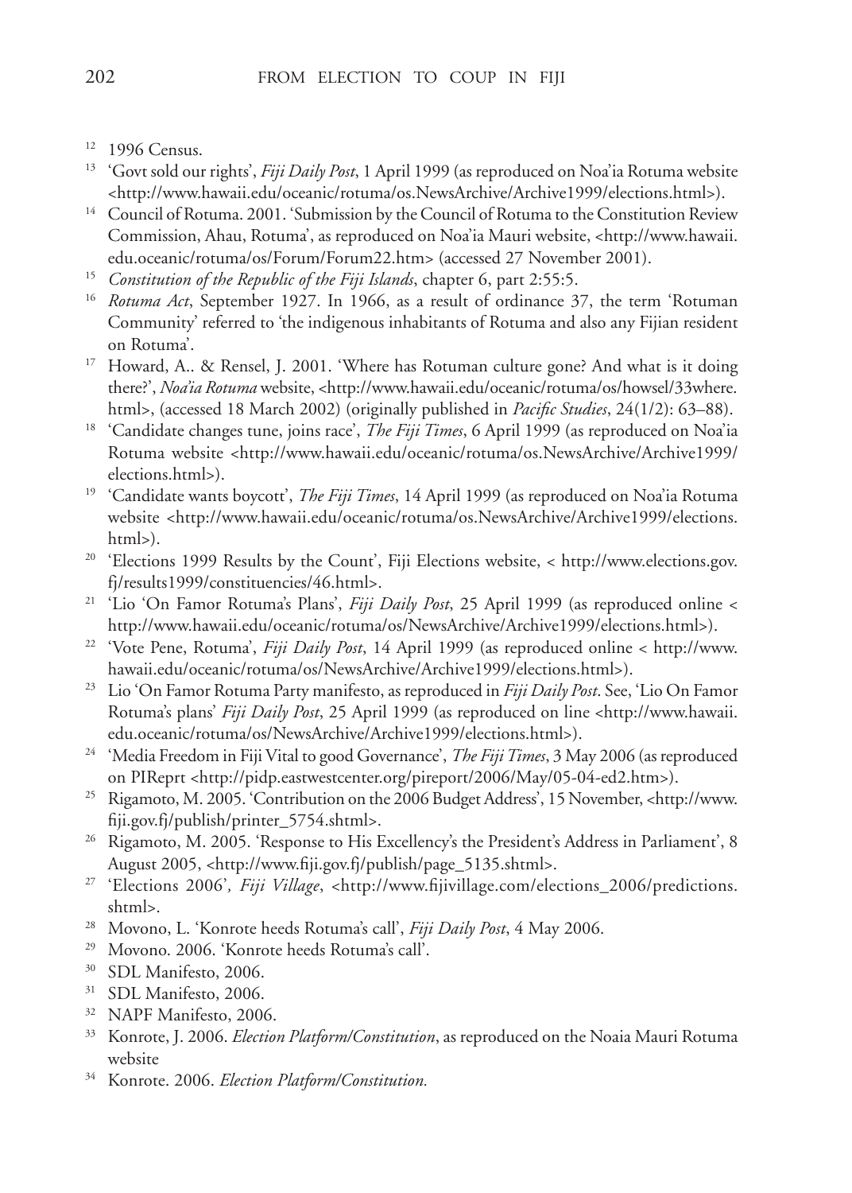12. 1996 Census.
13. 'Govt sold our rights', *Fiji Daily Post*, 1 April 1999 (as reproduced on Noa'ia Rotuma website <http://www.hawaii.edu/oceanic/rotuma/os.NewsArchive/Archive1999/elections.html>).
14. Council of Rotuma. 2001. 'Submission by the Council of Rotuma to the Constitution Review Commission, Ahau, Rotuma', as reproduced on Noa'ia Mauri website, <http://www.hawaii.edu.oceanic/rotuma/os/Forum/Forum22.htm> (accessed 27 November 2001).
15. *Constitution of the Republic of the Fiji Islands*, chapter 6, part 2:55:5.
16. *Rotuma Act*, September 1927. In 1966, as a result of ordinance 37, the term 'Rotuman Community' referred to 'the indigenous inhabitants of Rotuma and also any Fijian resident on Rotuma'.
17. Howard, A.. & Rensel, J. 2001. 'Where has Rotuman culture gone? And what is it doing there?', *Noa'ia Rotuma* website, <http://www.hawaii.edu/oceanic/rotuma/os/howsel/33where.html>, (accessed 18 March 2002) (originally published in *Pacific Studies*, 24(1/2): 63–88).
18. 'Candidate changes tune, joins race', *The Fiji Times*, 6 April 1999 (as reproduced on Noa'ia Rotuma website <http://www.hawaii.edu/oceanic/rotuma/os.NewsArchive/Archive1999/elections.html>).
19. 'Candidate wants boycott', *The Fiji Times*, 14 April 1999 (as reproduced on Noa'ia Rotuma website <http://www.hawaii.edu/oceanic/rotuma/os.NewsArchive/Archive1999/elections.html>).
20. 'Elections 1999 Results by the Count', Fiji Elections website, < http://www.elections.gov.fj/results1999/constituencies/46.html>.
21. 'Lio 'On Famor Rotuma's Plans', *Fiji Daily Post*, 25 April 1999 (as reproduced online < http://www.hawaii.edu/oceanic/rotuma/os/NewsArchive/Archive1999/elections.html>).
22. 'Vote Pene, Rotuma', *Fiji Daily Post*, 14 April 1999 (as reproduced online < http://www.hawaii.edu/oceanic/rotuma/os/NewsArchive/Archive1999/elections.html>).
23. Lio 'On Famor Rotuma Party manifesto, as reproduced in *Fiji Daily Post*. See, 'Lio On Famor Rotuma's plans' *Fiji Daily Post*, 25 April 1999 (as reproduced on line <http://www.hawaii.edu.oceanic/rotuma/os/NewsArchive/Archive1999/elections.html>).
24. 'Media Freedom in Fiji Vital to good Governance', *The Fiji Times*, 3 May 2006 (as reproduced on PIReprt <http://pidp.eastwestcenter.org/pireport/2006/May/05-04-ed2.htm>).
25. Rigamoto, M. 2005. 'Contribution on the 2006 Budget Address', 15 November, <http://www.fiji.gov.fj/publish/printer_5754.shtml>.
26. Rigamoto, M. 2005. 'Response to His Excellency's the President's Address in Parliament', 8 August 2005, <http://www.fiji.gov.fj/publish/page_5135.shtml>.
27. 'Elections 2006', *Fiji Village*, <http://www.fijivillage.com/elections_2006/predictions.shtml>.
28. Movono, L. 'Konrote heeds Rotuma's call', *Fiji Daily Post*, 4 May 2006.
29. Movono. 2006. 'Konrote heeds Rotuma's call'.
30. SDL Manifesto, 2006.
31. SDL Manifesto, 2006.
32. NAPF Manifesto, 2006.
33. Konrote, J. 2006. *Election Platform/Constitution*, as reproduced on the Noaia Mauri Rotuma website
34. Konrote. 2006. *Election Platform/Constitution.*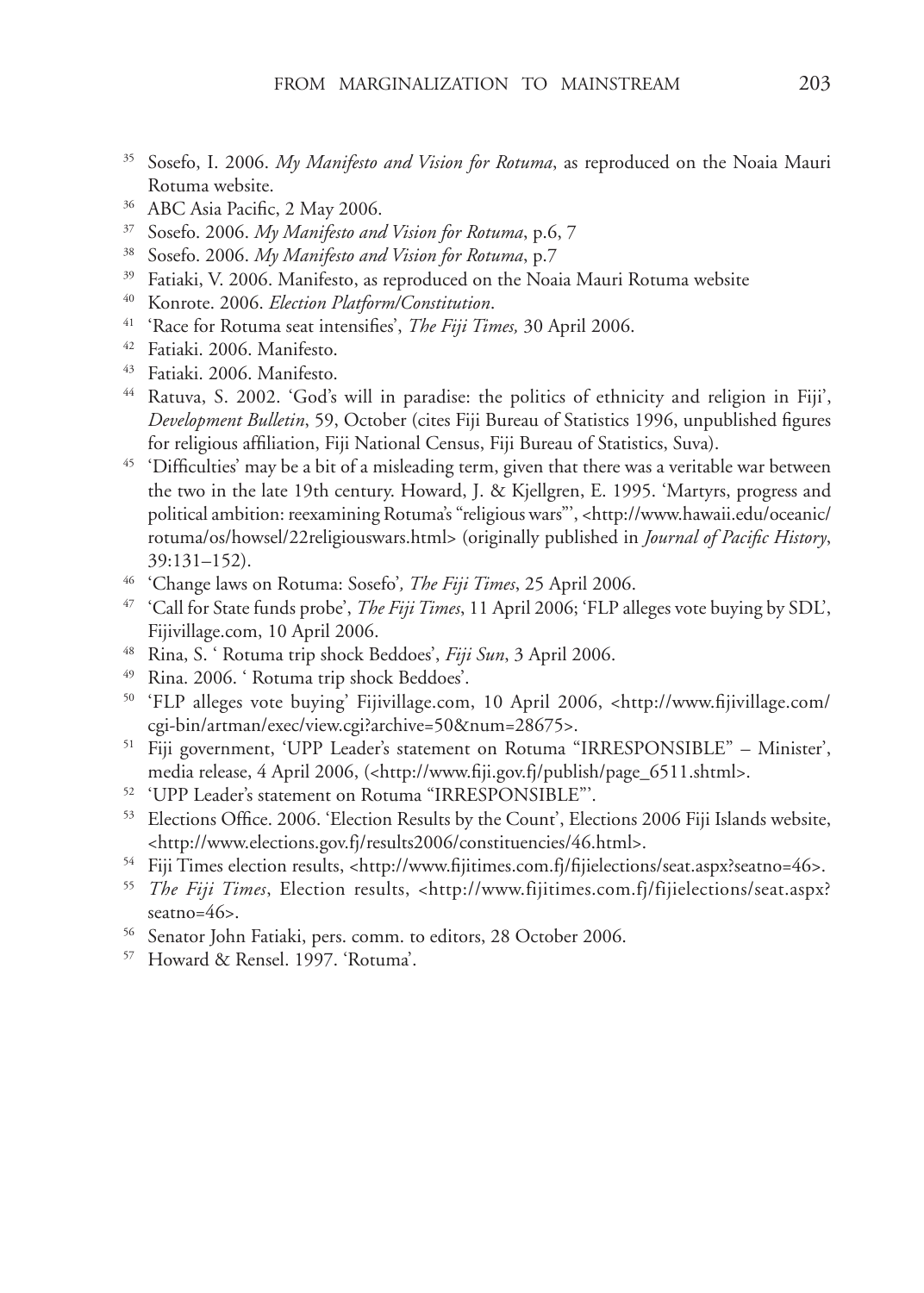35. Sosefo, I. 2006. *My Manifesto and Vision for Rotuma*, as reproduced on the Noaia Mauri Rotuma website.
36. ABC Asia Pacific, 2 May 2006.
37. Sosefo. 2006. *My Manifesto and Vision for Rotuma*, p.6, 7
38. Sosefo. 2006. *My Manifesto and Vision for Rotuma*, p.7
39. Fatiaki, V. 2006. Manifesto, as reproduced on the Noaia Mauri Rotuma website
40. Konrote. 2006. *Election Platform/Constitution*.
41. 'Race for Rotuma seat intensifies', *The Fiji Times,* 30 April 2006.
42. Fatiaki. 2006. Manifesto.
43. Fatiaki. 2006. Manifesto.
44. Ratuva, S. 2002. 'God's will in paradise: the politics of ethnicity and religion in Fiji', *Development Bulletin*, 59, October (cites Fiji Bureau of Statistics 1996, unpublished figures for religious affiliation, Fiji National Census, Fiji Bureau of Statistics, Suva).
45. 'Difficulties' may be a bit of a misleading term, given that there was a veritable war between the two in the late 19th century. Howard, J. & Kjellgren, E. 1995. 'Martyrs, progress and political ambition: reexamining Rotuma's "religious wars"', <http://www.hawaii.edu/oceanic/rotuma/os/howsel/22religiouswars.html> (originally published in *Journal of Pacific History*, 39:131–152).
46. 'Change laws on Rotuma: Sosefo'*, The Fiji Times*, 25 April 2006.
47. 'Call for State funds probe', *The Fiji Times*, 11 April 2006; 'FLP alleges vote buying by SDL', Fijivillage.com, 10 April 2006.
48. Rina, S. ' Rotuma trip shock Beddoes', *Fiji Sun*, 3 April 2006.
49. Rina. 2006. ' Rotuma trip shock Beddoes'.
50. 'FLP alleges vote buying' Fijivillage.com, 10 April 2006, <http://www.fijivillage.com/cgi-bin/artman/exec/view.cgi?archive=50&num=28675>.
51. Fiji government, 'UPP Leader's statement on Rotuma "IRRESPONSIBLE" – Minister', media release, 4 April 2006, (<http://www.fiji.gov.fj/publish/page_6511.shtml>.
52. 'UPP Leader's statement on Rotuma "IRRESPONSIBLE"'.
53. Elections Office. 2006. 'Election Results by the Count', Elections 2006 Fiji Islands website, <http://www.elections.gov.fj/results2006/constituencies/46.html>.
54. Fiji Times election results, <http://www.fijitimes.com.fj/fijielections/seat.aspx?seatno=46>.
55. *The Fiji Times*, Election results, <http://www.fijitimes.com.fj/fijielections/seat.aspx?seatno=46>.
56. Senator John Fatiaki, pers. comm. to editors, 28 October 2006.
57. Howard & Rensel. 1997. 'Rotuma'.